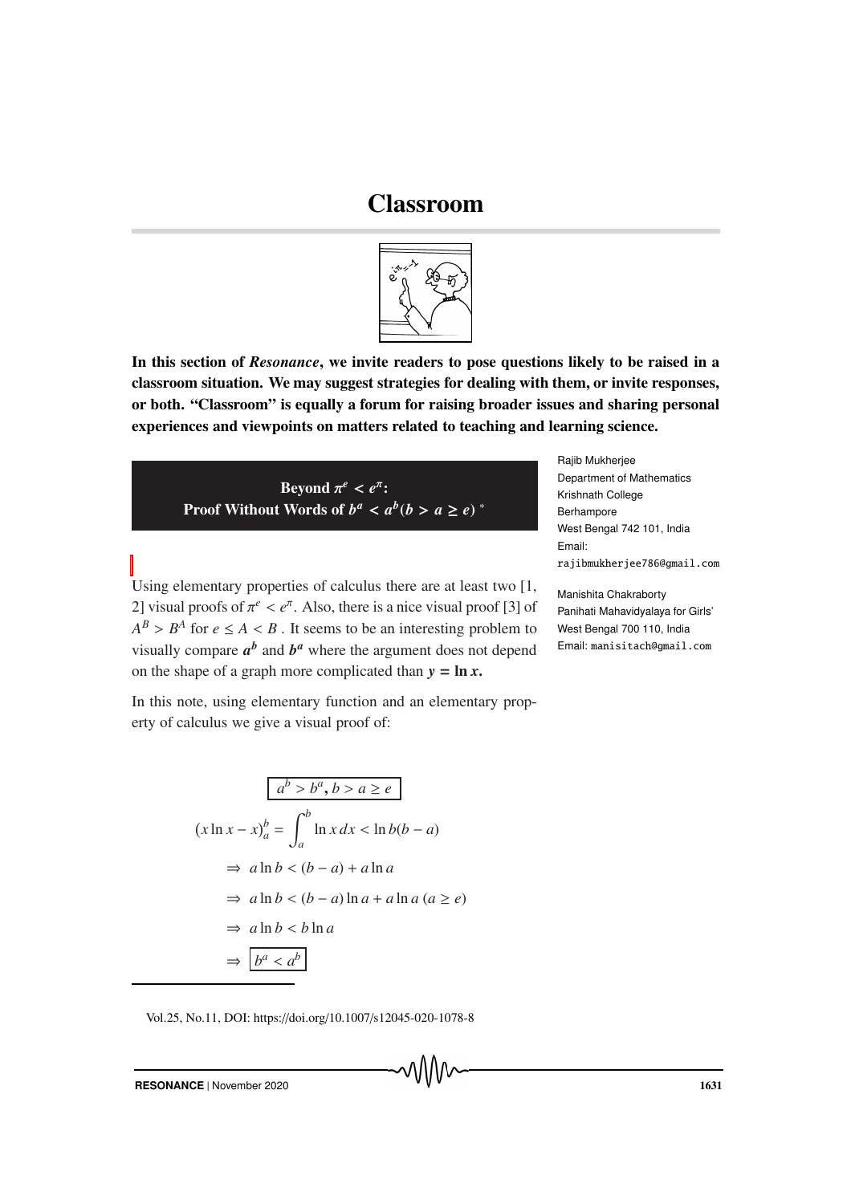# Classroom

**In this section of *Resonance*, we invite readers to pose questions likely to be raised in a classroom situation. We may suggest strategies for dealing with them, or invite responses, or both. "Classroom" is equally a forum for raising broader issues and sharing personal experiences and viewpoints on matters related to teaching and learning science.**

## Beyond $\pi^e < e^\pi$: Proof Without Words of $b^a < a^b (b > a \geq e)$ *

Rajib Mukherjee
Department of Mathematics
Krishnath College
Berhampore
West Bengal 742 101, India
Email: rajibmukherjee786@gmail.com

Manishita Chakraborty
Panihati Mahavidyalaya for Girls'
West Bengal 700 110, India
Email: manisitach@gmail.com

Using elementary properties of calculus there are at least two [1, 2] visual proofs of $\pi^e < e^\pi$. Also, there is a nice visual proof [3] of $A^B > B^A$ for $e \leq A < B$ . It seems to be an interesting problem to visually compare $a^b$ and $b^a$ where the argument does not depend on the shape of a graph more complicated than $y = \ln x$.

In this note, using elementary function and an elementary property of calculus we give a visual proof of:

$$\boxed{a^b > b^a, b > a \geq e}$$

$$(x \ln x - x)_a^b = \int_a^b \ln x \, dx < \ln b(b-a)$$

$$\Rightarrow \; a \ln b < (b-a) + a \ln a$$

$$\Rightarrow \; a \ln b < (b-a)\ln a + a \ln a \; (a \geq e)$$

$$\Rightarrow \; a \ln b < b \ln a$$

$$\Rightarrow \; \boxed{b^a < a^b}$$

Vol.25, No.11, DOI: https://doi.org/10.1007/s12045-020-1078-8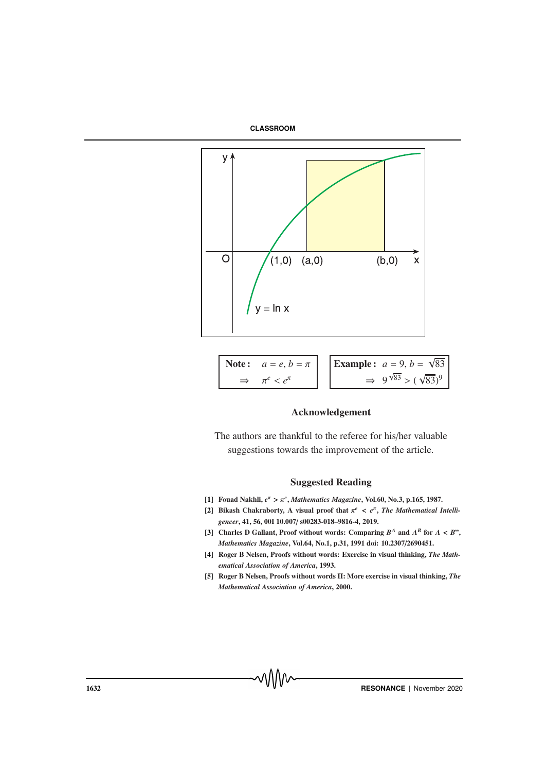y

O

(1,0)

(a,0)

(b,0)

x

y = ln x

**Note :** $a = e, b = \pi$
$\Rightarrow \pi^e < e^\pi$

**Example :** $a = 9, b = \sqrt{83}$
$\Rightarrow 9^{\sqrt{83}} > (\sqrt{83})^9$

## Acknowledgement

The authors are thankful to the referee for his/her valuable suggestions towards the improvement of the article.

## Suggested Reading

**[1]** **Fouad Nakhli, $e^\pi > \pi^e$, *Mathematics Magazine*, Vol.60, No.3, p.165, 1987.**

**[2]** **Bikash Chakraborty, A visual proof that $\pi^e < e^\pi$, *The Mathematical Intelligencer*, 41, 56, 00I 10.007/ s00283-018–9816-4, 2019.**

**[3]** **Charles D Gallant, Proof without words: Comparing $B^A$ and $A^B$ for $A < B$", *Mathematics Magazine*, Vol.64, No.1, p.31, 1991 doi: 10.2307/2690451.**

**[4]** **Roger B Nelsen, Proofs without words: Exercise in visual thinking, *The Mathematical Association of America*, 1993.**

**[5]** **Roger B Nelsen, Proofs without words II: More exercise in visual thinking, *The Mathematical Association of America*, 2000.**